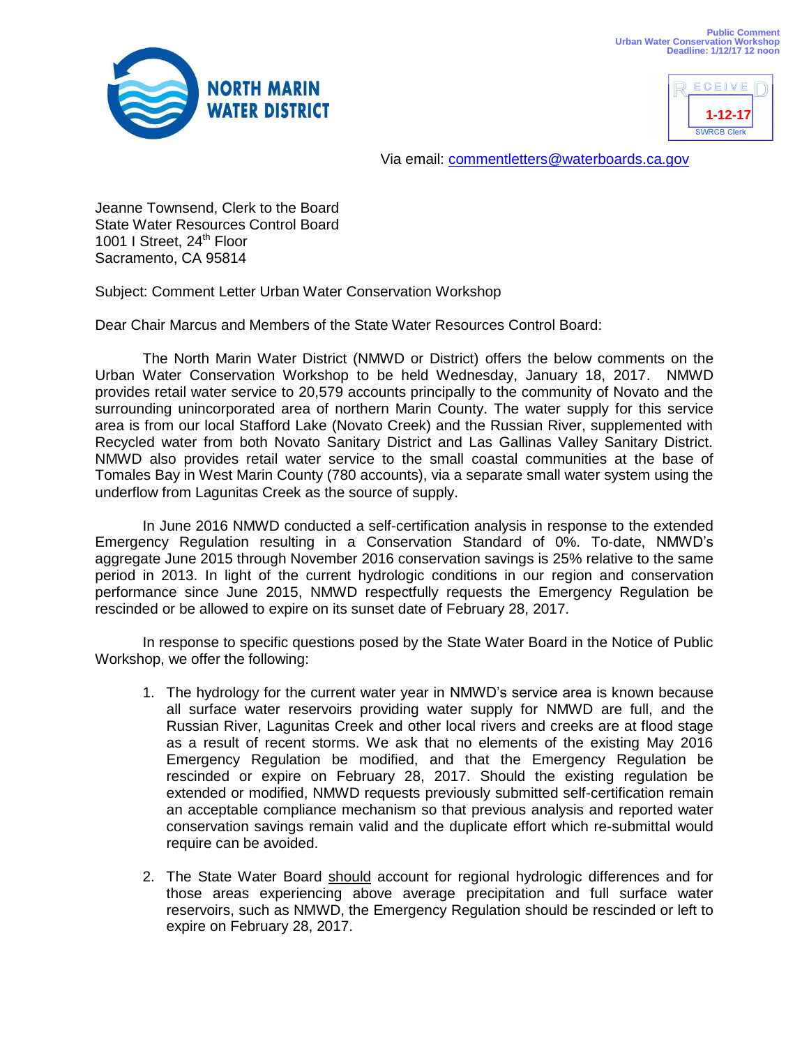Public Comment
Urban Water Conservation Workshop
Deadline: 1/12/17 12 noon

**NORTH MARIN WATER DISTRICT**

RECEIVED
1-12-17
SWRCB Clerk

Via email: commentletters@waterboards.ca.gov

Jeanne Townsend, Clerk to the Board
State Water Resources Control Board
1001 I Street, 24th Floor
Sacramento, CA 95814

Subject: Comment Letter Urban Water Conservation Workshop

Dear Chair Marcus and Members of the State Water Resources Control Board:

The North Marin Water District (NMWD or District) offers the below comments on the Urban Water Conservation Workshop to be held Wednesday, January 18, 2017. NMWD provides retail water service to 20,579 accounts principally to the community of Novato and the surrounding unincorporated area of northern Marin County. The water supply for this service area is from our local Stafford Lake (Novato Creek) and the Russian River, supplemented with Recycled water from both Novato Sanitary District and Las Gallinas Valley Sanitary District. NMWD also provides retail water service to the small coastal communities at the base of Tomales Bay in West Marin County (780 accounts), via a separate small water system using the underflow from Lagunitas Creek as the source of supply.

In June 2016 NMWD conducted a self-certification analysis in response to the extended Emergency Regulation resulting in a Conservation Standard of 0%. To-date, NMWD's aggregate June 2015 through November 2016 conservation savings is 25% relative to the same period in 2013. In light of the current hydrologic conditions in our region and conservation performance since June 2015, NMWD respectfully requests the Emergency Regulation be rescinded or be allowed to expire on its sunset date of February 28, 2017.

In response to specific questions posed by the State Water Board in the Notice of Public Workshop, we offer the following:

1. The hydrology for the current water year in NMWD's service area is known because all surface water reservoirs providing water supply for NMWD are full, and the Russian River, Lagunitas Creek and other local rivers and creeks are at flood stage as a result of recent storms. We ask that no elements of the existing May 2016 Emergency Regulation be modified, and that the Emergency Regulation be rescinded or expire on February 28, 2017. Should the existing regulation be extended or modified, NMWD requests previously submitted self-certification remain an acceptable compliance mechanism so that previous analysis and reported water conservation savings remain valid and the duplicate effort which re-submittal would require can be avoided.

2. The State Water Board <u>should</u> account for regional hydrologic differences and for those areas experiencing above average precipitation and full surface water reservoirs, such as NMWD, the Emergency Regulation should be rescinded or left to expire on February 28, 2017.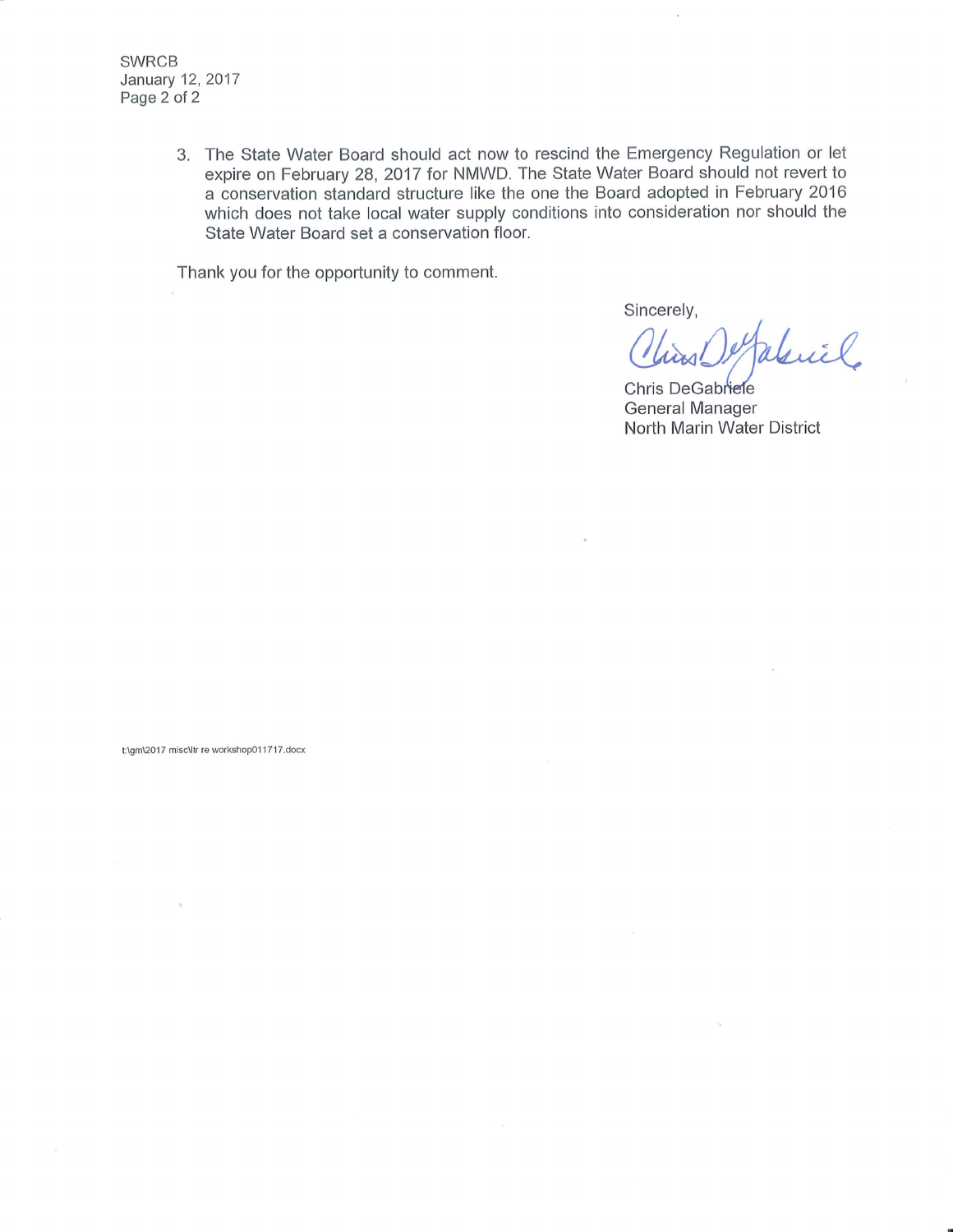3. The State Water Board should act now to rescind the Emergency Regulation or let expire on February 28, 2017 for NMWD. The State Water Board should not revert to a conservation standard structure like the one the Board adopted in February 2016 which does not take local water supply conditions into consideration nor should the State Water Board set a conservation floor.

Thank you for the opportunity to comment.

Sincerely,

Chris DeGabriele
General Manager
North Marin Water District

t:\gm\2017 misc\ltr re workshop011717.docx